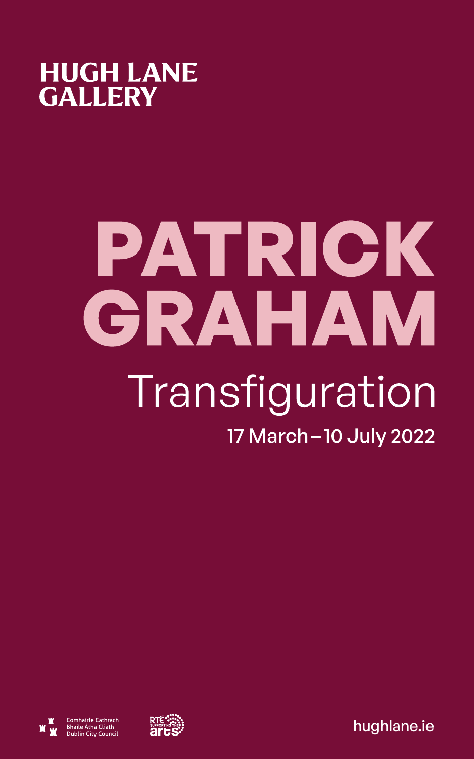**HUGH LANE GALLERY**

# PATRICK GRAHAM

## Transfiguration

17 March – 10 July 2022

Comhairle Cathrach Bhaile Átha Cliath Dublin City Council

RTÉ Supporting the arts

hughlane.ie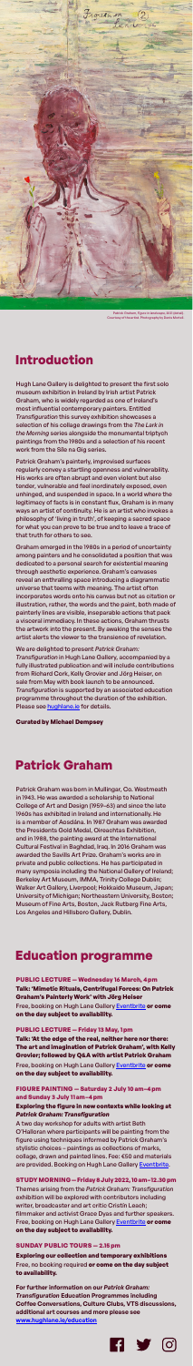Patrick Graham, *Figure in landscape*, 2011 (detail). Courtesy of the artist. Photography by Gillian Buckley.

## Introduction

Hugh Lane Gallery is delighted to present the first solo museum exhibition in Ireland by Irish artist Patrick Graham, who is widely regarded as one of Ireland's most influential contemporary painters. Entitled *Transfiguration* this survey exhibition showcases a selection of his collage drawings from the *The Lark in the Morning* series alongside the monumental triptych paintings from the 1980s and a selection of his recent work from the Sile na Gig series.

Patrick Graham's painterly, improvised surfaces regularly convey a startling openness and vulnerability. His works are often abrupt and even violent but also tender, vulnerable and feel inordinately exposed, even unhinged, and suspended in space. In a world where the legitimacy of facts is in constant flux, Graham is in many ways an artist of continuity. He is an artist who invokes a philosophy of 'living in truth', of keeping a sacred space for what you can prove to be true and to leave a trace of that truth for others to see.

Graham emerged in the 1980s in a period of uncertainty among painters and he consolidated a position that was dedicated to a personal search for existential meaning through aesthetic experience. Graham's canvases reveal an enthralling space introducing a diagrammatic universe that teems with meaning. The artist often incorporates words onto his canvas but not as citation or illustration, rather, the words and the paint, both made of painterly lines are visible, inseparable actions that pack a visceral immediacy. In these actions, Graham thrusts the artwork into the present. By awaking the senses the artist alerts the viewer to the transience of revelation.

We are delighted to present *Patrick Graham: Transfiguration* in Hugh Lane Gallery, accompanied by a fully illustrated publication and will include contributions from Richard Cork, Kelly Grovier and Jörg Heiser, on sale from May with book launch to be announced. *Transfiguration* is supported by an associated education programme throughout the duration of the exhibition. Please see hughlane.ie for details.

**Curated by Michael Dempsey**

## Patrick Graham

Patrick Graham was born in Mullingar, Co. Westmeath in 1943. He was awarded a scholarship to National College of Art and Design (1959–63) and since the late 1960s has exhibited in Ireland and internationally. He is a member of Aosdána. In 1987 Graham was awarded the Presidents Gold Medal, Oireachtas Exhibition, and in 1988, the painting award at the International Cultural Festival in Baghdad, Iraq. In 2016 Graham was awarded the Savills Art Prize. Graham's works are in private and public collections. He has participated in many symposia including the National Gallery of Ireland; Berkeley Art Museum, IMMA, Trinity College Dublin; Walker Art Gallery, Liverpool; Hokkaido Museum, Japan; University of Michigan; Northeastern University, Boston; Museum of Fine Arts, Boston, Jack Rutberg Fine Arts, Los Angeles and Hillsboro Gallery, Dublin.

## Education programme

**PUBLIC LECTURE — Wednesday 16 March, 4 pm**
**Talk: 'Mimetic Rituals, Centrifugal Forces: On Patrick Graham's Painterly Work' with Jörg Heiser**
Free, booking on Hugh Lane Gallery Eventbrite **or come on the day subject to availability.**

**PUBLIC LECTURE — Friday 13 May, 1 pm**
**Talk: 'At the edge of the real, neither here nor there: The art and imagination of Patrick Graham', with Kelly Grovier; followed by Q&A with artist Patrick Graham**
Free, booking on Hugh Lane Gallery Eventbrite **or come on the day subject to availability.**

**FIGURE PAINTING — Saturday 2 July 10 am–4 pm and Sunday 3 July 11 am–4 pm**
**Exploring the figure in new contexts while looking at *Patrick Graham: Transfiguration***
A two day workshop for adults with artist Beth O'Halloran where participants will be painting from the figure using techniques informed by Patrick Graham's stylistic choices – paintings as collections of marks, collage, drawn and painted lines. Fee: €50 and materials are provided. Booking on Hugh Lane Gallery Eventbrite.

**STUDY MORNING — Friday 8 July 2022, 10 am–12.30 pm**
Themes arising from the *Patrick Graham: Transfiguration* exhibition will be explored with contributors including writer, broadcaster and art critic Cristín Leach; filmmaker and activist Grace Dyas and further speakers. Free, booking on Hugh Lane Gallery Eventbrite **or come on the day subject to availability.**

**SUNDAY PUBLIC TOURS — 2.15 pm**
**Exploring our collection and temporary exhibitions**
Free, no booking required **or come on the day subject to availability.**

**For further information on our *Patrick Graham: Transfiguration* Education Programmes including Coffee Conversations, Culture Clubs, VTS discussions, additional art courses and more please see www.hughlane.ie/education**